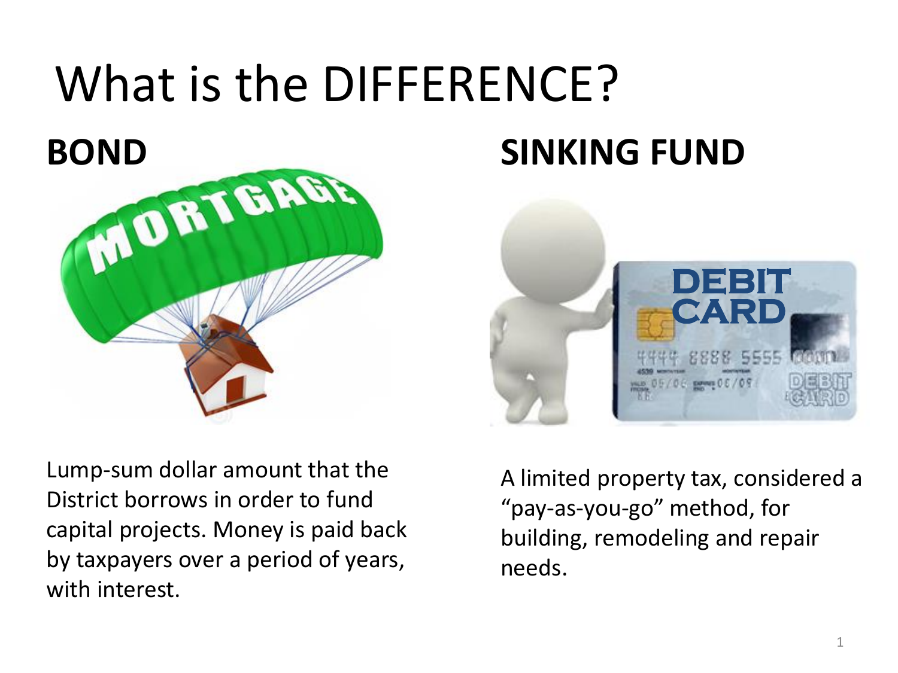# What is the DIFFERENCE?

## BOND

Lump-sum dollar amount that the District borrows in order to fund capital projects. Money is paid back by taxpayers over a period of years, with interest.

## SINKING FUND

A limited property tax, considered a “pay-as-you-go” method, for building, remodeling and repair needs.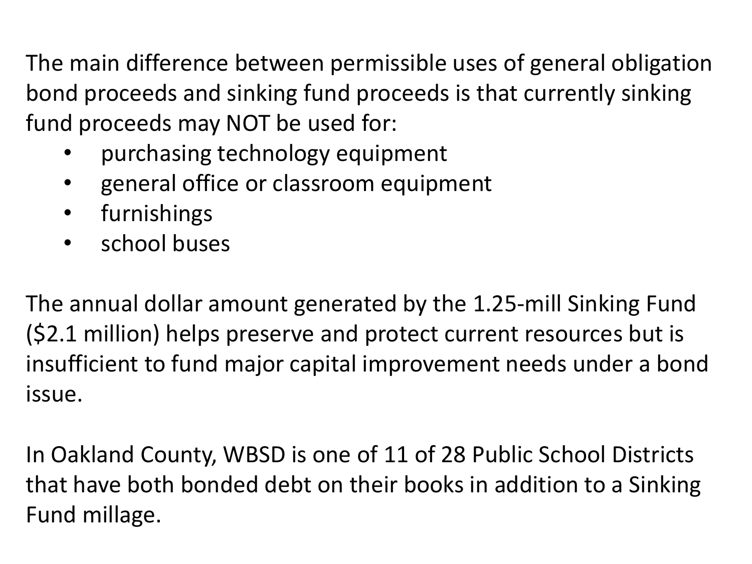The main difference between permissible uses of general obligation bond proceeds and sinking fund proceeds is that currently sinking fund proceeds may NOT be used for:

- purchasing technology equipment
- general office or classroom equipment
- furnishings
- school buses

The annual dollar amount generated by the 1.25-mill Sinking Fund ($2.1 million) helps preserve and protect current resources but is insufficient to fund major capital improvement needs under a bond issue.

In Oakland County, WBSD is one of 11 of 28 Public School Districts that have both bonded debt on their books in addition to a Sinking Fund millage.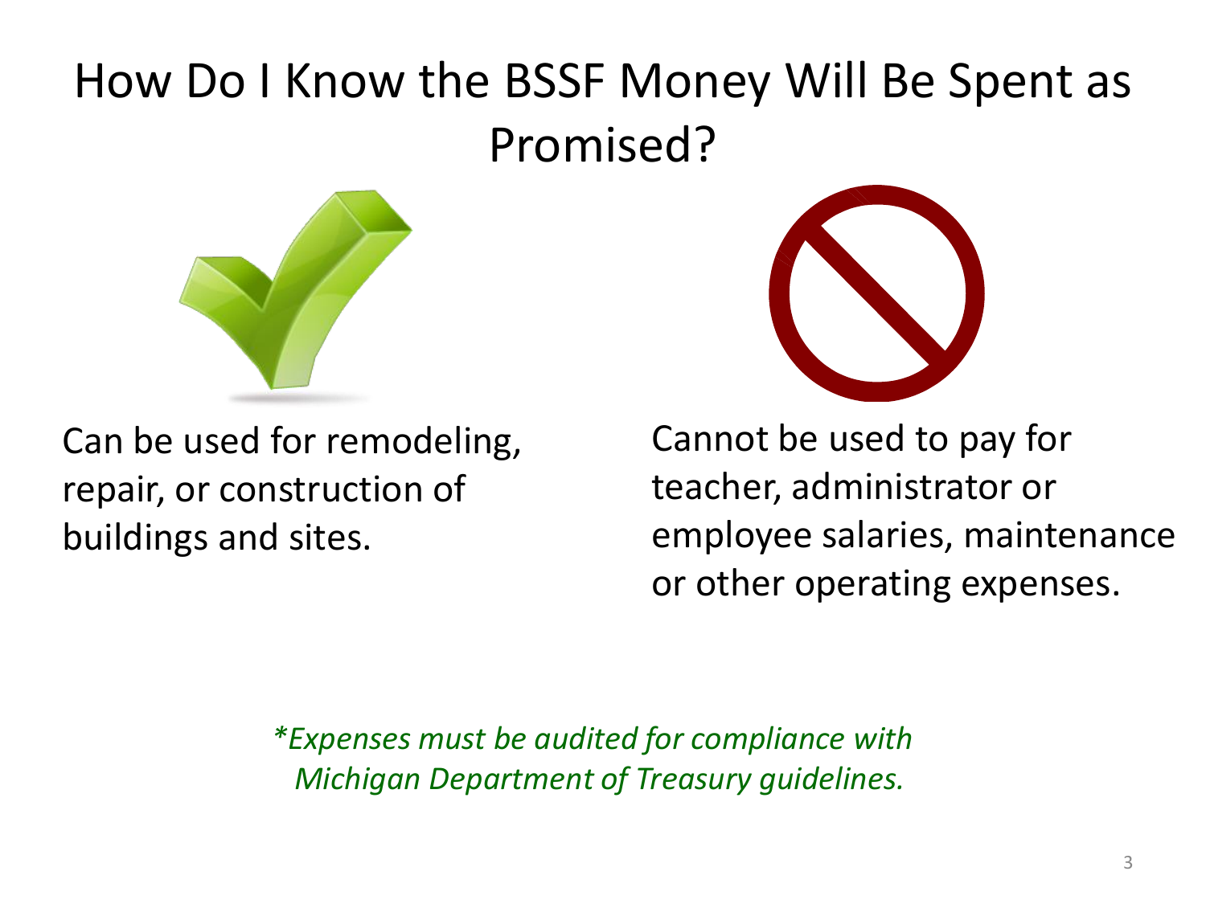# How Do I Know the BSSF Money Will Be Spent as Promised?

Can be used for remodeling, repair, or construction of buildings and sites.

Cannot be used to pay for teacher, administrator or employee salaries, maintenance or other operating expenses.

*\*Expenses must be audited for compliance with Michigan Department of Treasury guidelines.*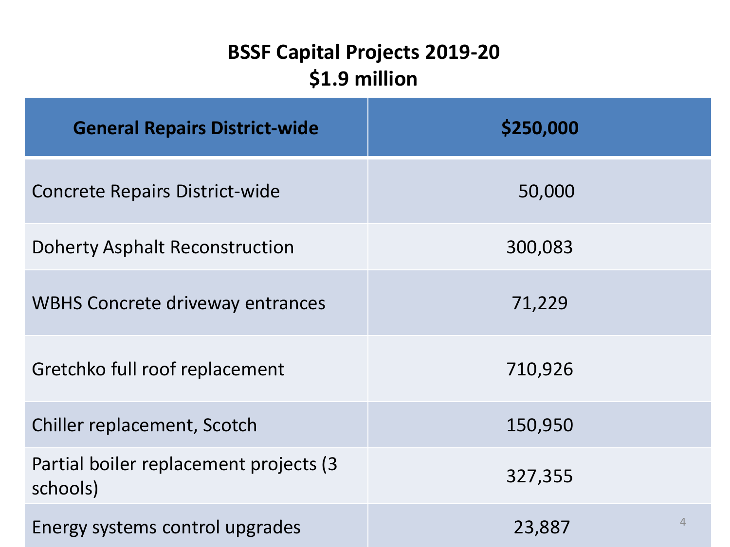# BSSF Capital Projects 2019-20
## $1.9 million

| General Repairs District-wide | $250,000 |
| --- | --- |
| Concrete Repairs District-wide | 50,000 |
| Doherty Asphalt Reconstruction | 300,083 |
| WBHS Concrete driveway entrances | 71,229 |
| Gretchko full roof replacement | 710,926 |
| Chiller replacement, Scotch | 150,950 |
| Partial boiler replacement projects (3 schools) | 327,355 |
| Energy systems control upgrades | 23,887 |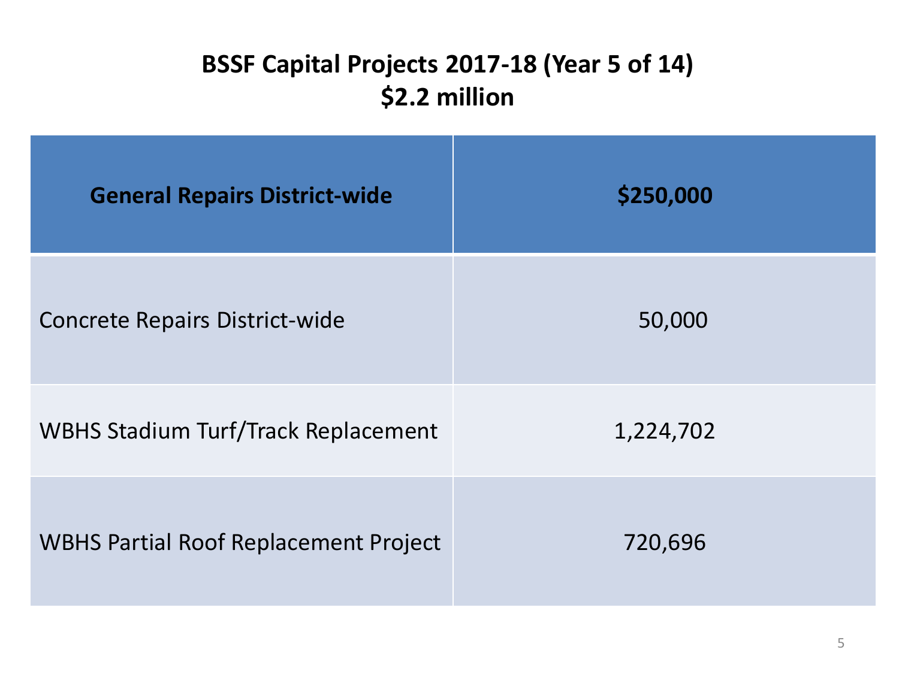# BSSF Capital Projects 2017-18 (Year 5 of 14)
# $2.2 million

| **General Repairs District-wide** | **$250,000** |
| --- | --- |
| Concrete Repairs District-wide | 50,000 |
| WBHS Stadium Turf/Track Replacement | 1,224,702 |
| WBHS Partial Roof Replacement Project | 720,696 |